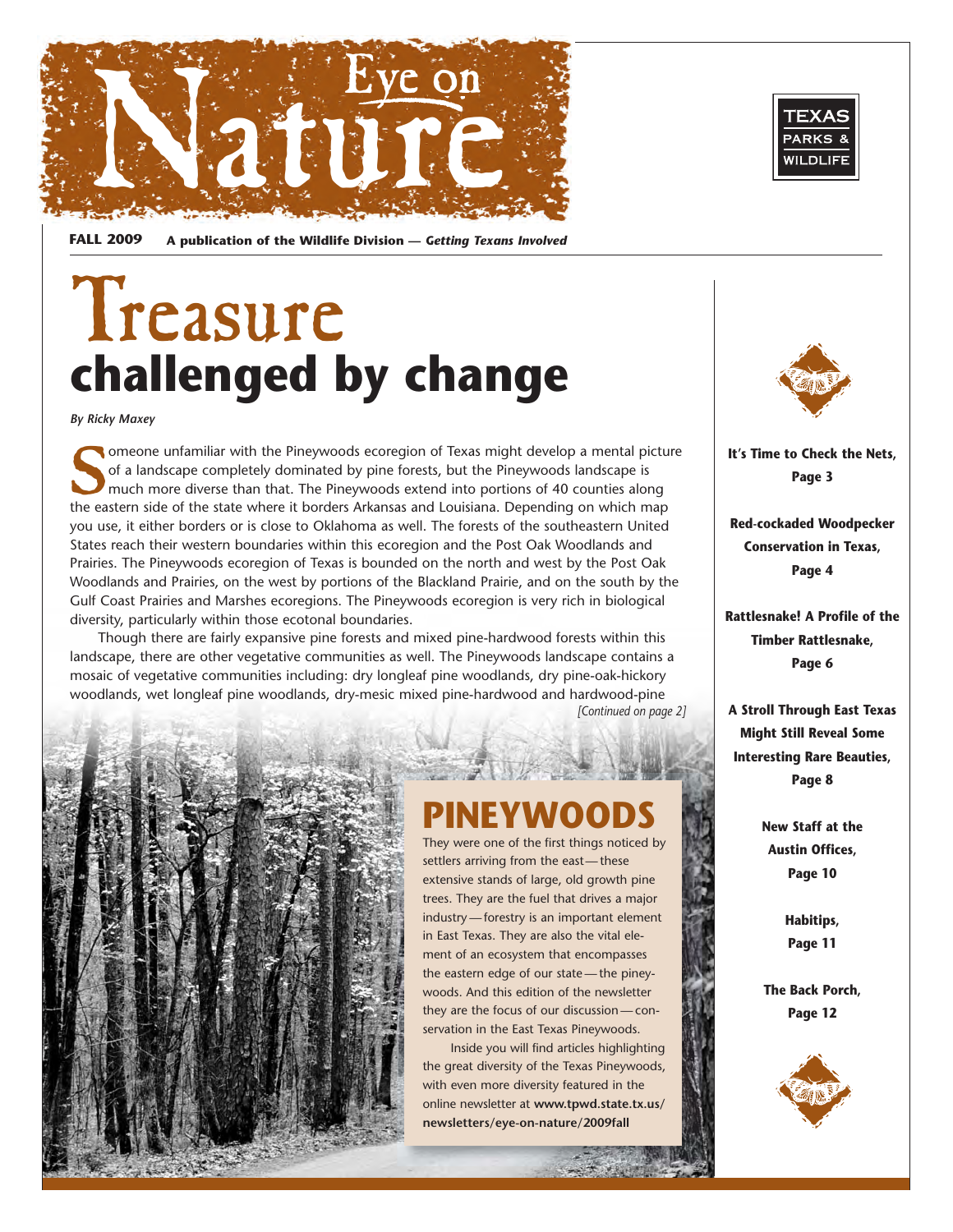# Eye on Nature

**FALL 2009** **A publication of the Wildlife Division — *Getting Texans Involved***

TEXAS PARKS & WILDLIFE

# Treasure challenged by change

*By Ricky Maxey*

Someone unfamiliar with the Pineywoods ecoregion of Texas might develop a mental picture of a landscape completely dominated by pine forests, but the Pineywoods landscape is much more diverse than that. The Pineywoods extend into portions of 40 counties along the eastern side of the state where it borders Arkansas and Louisiana. Depending on which map you use, it either borders or is close to Oklahoma as well. The forests of the southeastern United States reach their western boundaries within this ecoregion and the Post Oak Woodlands and Prairies. The Pineywoods ecoregion of Texas is bounded on the north and west by the Post Oak Woodlands and Prairies, on the west by portions of the Blackland Prairie, and on the south by the Gulf Coast Prairies and Marshes ecoregions. The Pineywoods ecoregion is very rich in biological diversity, particularly within those ecotonal boundaries.

Though there are fairly expansive pine forests and mixed pine-hardwood forests within this landscape, there are other vegetative communities as well. The Pineywoods landscape contains a mosaic of vegetative communities including: dry longleaf pine woodlands, dry pine-oak-hickory woodlands, wet longleaf pine woodlands, dry-mesic mixed pine-hardwood and hardwood-pine

*[Continued on page 2]*

## PINEYWOODS

They were one of the first things noticed by settlers arriving from the east — these extensive stands of large, old growth pine trees. They are the fuel that drives a major industry — forestry is an important element in East Texas. They are also the vital element of an ecosystem that encompasses the eastern edge of our state — the pineywoods. And this edition of the newsletter they are the focus of our discussion — conservation in the East Texas Pineywoods.

Inside you will find articles highlighting the great diversity of the Texas Pineywoods, with even more diversity featured in the online newsletter at **www.tpwd.state.tx.us/newsletters/eye-on-nature/2009fall**

**It's Time to Check the Nets, Page 3**

**Red-cockaded Woodpecker Conservation in Texas, Page 4**

**Rattlesnake! A Profile of the Timber Rattlesnake, Page 6**

**A Stroll Through East Texas Might Still Reveal Some Interesting Rare Beauties, Page 8**

**New Staff at the Austin Offices, Page 10**

**Habitips, Page 11**

**The Back Porch, Page 12**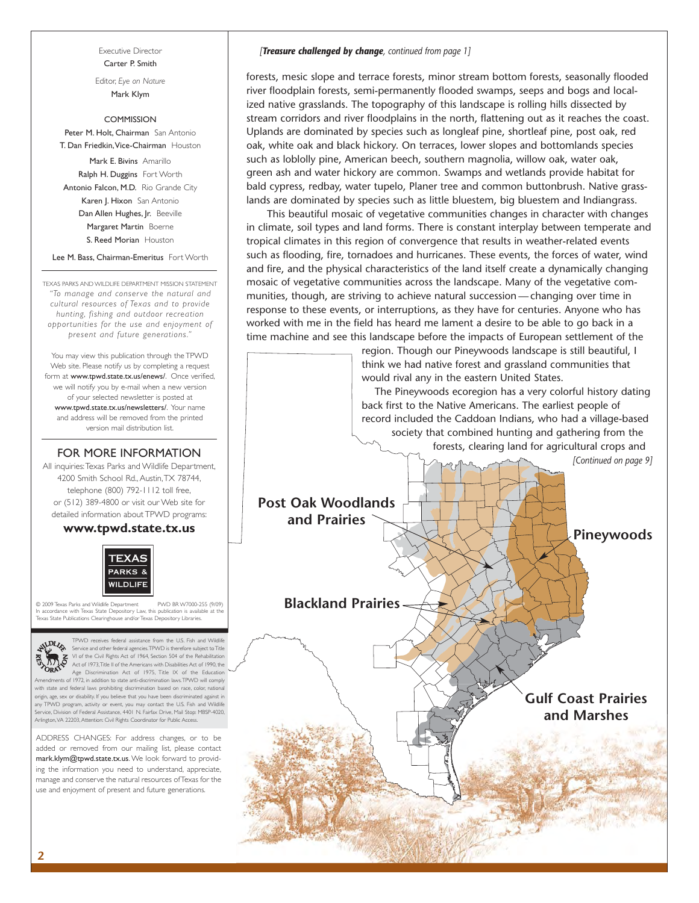Executive Director
Carter P. Smith

Editor, *Eye on Nature*
Mark Klym

COMMISSION

Peter M. Holt, Chairman San Antonio
T. Dan Friedkin, Vice-Chairman Houston
Mark E. Bivins Amarillo
Ralph H. Duggins Fort Worth
Antonio Falcon, M.D. Rio Grande City
Karen J. Hixon San Antonio
Dan Allen Hughes, Jr. Beeville
Margaret Martin Boerne
S. Reed Morian Houston

Lee M. Bass, Chairman-Emeritus Fort Worth

TEXAS PARKS AND WILDLIFE DEPARTMENT MISSION STATEMENT
*"To manage and conserve the natural and cultural resources of Texas and to provide hunting, fishing and outdoor recreation opportunities for the use and enjoyment of present and future generations."*

You may view this publication through the TPWD Web site. Please notify us by completing a request form at www.tpwd.state.tx.us/enews/. Once verified, we will notify you by e-mail when a new version of your selected newsletter is posted at www.tpwd.state.tx.us/newsletters/. Your name and address will be removed from the printed version mail distribution list.

## FOR MORE INFORMATION

All inquiries: Texas Parks and Wildlife Department, 4200 Smith School Rd., Austin, TX 78744, telephone (800) 792-1112 toll free, or (512) 389-4800 or visit our Web site for detailed information about TPWD programs:

**www.tpwd.state.tx.us**

© 2009 Texas Parks and Wildlife Department PWD BR W7000-255 (9/09)
In accordance with Texas State Depository Law, this publication is available at the Texas State Publications Clearinghouse and/or Texas Depository Libraries.

TPWD receives federal assistance from the U.S. Fish and Wildlife Service and other federal agencies. TPWD is therefore subject to Title VI of the Civil Rights Act of 1964, Section 504 of the Rehabilitation Act of 1973, Title II of the Americans with Disabilities Act of 1990, the Age Discrimination Act of 1975, Title IX of the Education Amendments of 1972, in addition to state anti-discrimination laws. TPWD will comply with state and federal laws prohibiting discrimination based on race, color, national origin, age, sex or disability. If you believe that you have been discriminated against in any TPWD program, activity or event, you may contact the U.S. Fish and Wildlife Service, Division of Federal Assistance, 4401 N. Fairfax Drive, Mail Stop: MBSP-4020, Arlington, VA 22203, Attention: Civil Rights Coordinator for Public Access.

ADDRESS CHANGES: For address changes, or to be added or removed from our mailing list, please contact mark.klym@tpwd.state.tx.us. We look forward to providing the information you need to understand, appreciate, manage and conserve the natural resources of Texas for the use and enjoyment of present and future generations.

*[**Treasure challenged by change**, continued from page 1]*

forests, mesic slope and terrace forests, minor stream bottom forests, seasonally flooded river floodplain forests, semi-permanently flooded swamps, seeps and bogs and localized native grasslands. The topography of this landscape is rolling hills dissected by stream corridors and river floodplains in the north, flattening out as it reaches the coast. Uplands are dominated by species such as longleaf pine, shortleaf pine, post oak, red oak, white oak and black hickory. On terraces, lower slopes and bottomlands species such as loblolly pine, American beech, southern magnolia, willow oak, water oak, green ash and water hickory are common. Swamps and wetlands provide habitat for bald cypress, redbay, water tupelo, Planer tree and common buttonbrush. Native grasslands are dominated by species such as little bluestem, big bluestem and Indiangrass.

This beautiful mosaic of vegetative communities changes in character with changes in climate, soil types and land forms. There is constant interplay between temperate and tropical climates in this region of convergence that results in weather-related events such as flooding, fire, tornadoes and hurricanes. These events, the forces of water, wind and fire, and the physical characteristics of the land itself create a dynamically changing mosaic of vegetative communities across the landscape. Many of the vegetative communities, though, are striving to achieve natural succession — changing over time in response to these events, or interruptions, as they have for centuries. Anyone who has worked with me in the field has heard me lament a desire to be able to go back in a time machine and see this landscape before the impacts of European settlement of the region. Though our Pineywoods landscape is still beautiful, I think we had native forest and grassland communities that would rival any in the eastern United States.

The Pineywoods ecoregion has a very colorful history dating back first to the Native Americans. The earliest people of record included the Caddoan Indians, who had a village-based society that combined hunting and gathering from the forests, clearing land for agricultural crops and

*[Continued on page 9]*

Post Oak Woodlands and Prairies

Pineywoods

Blackland Prairies

Gulf Coast Prairies and Marshes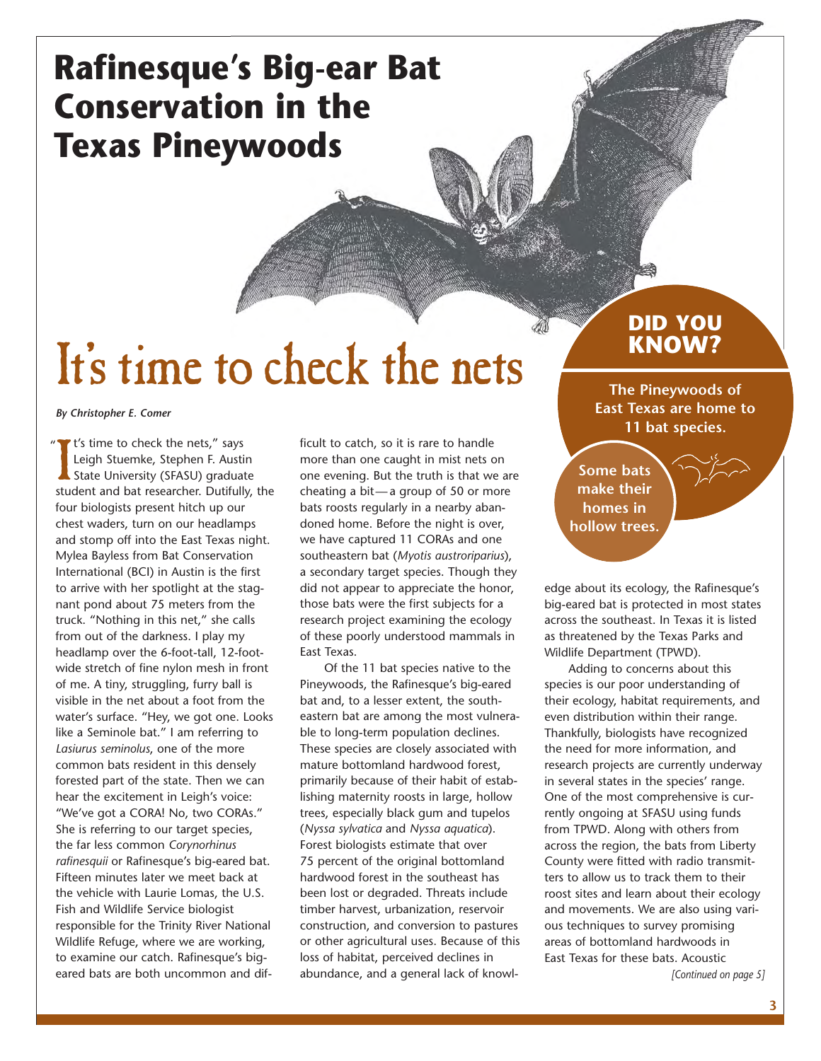# Rafinesque's Big-ear Bat Conservation in the Texas Pineywoods

## It's time to check the nets

***By Christopher E. Comer***

"It's time to check the nets," says Leigh Stuemke, Stephen F. Austin State University (SFASU) graduate student and bat researcher. Dutifully, the four biologists present hitch up our chest waders, turn on our headlamps and stomp off into the East Texas night. Mylea Bayless from Bat Conservation International (BCI) in Austin is the first to arrive with her spotlight at the stagnant pond about 75 meters from the truck. "Nothing in this net," she calls from out of the darkness. I play my headlamp over the 6-foot-tall, 12-foot-wide stretch of fine nylon mesh in front of me. A tiny, struggling, furry ball is visible in the net about a foot from the water's surface. "Hey, we got one. Looks like a Seminole bat." I am referring to *Lasiurus seminolus*, one of the more common bats resident in this densely forested part of the state. Then we can hear the excitement in Leigh's voice: "We've got a CORA! No, two CORAs." She is referring to our target species, the far less common *Corynorhinus rafinesquii* or Rafinesque's big-eared bat. Fifteen minutes later we meet back at the vehicle with Laurie Lomas, the U.S. Fish and Wildlife Service biologist responsible for the Trinity River National Wildlife Refuge, where we are working, to examine our catch. Rafinesque's big-eared bats are both uncommon and difficult to catch, so it is rare to handle more than one caught in mist nets on one evening. But the truth is that we are cheating a bit—a group of 50 or more bats roosts regularly in a nearby abandoned home. Before the night is over, we have captured 11 CORAs and one southeastern bat (*Myotis austroriparius*), a secondary target species. Though they did not appear to appreciate the honor, those bats were the first subjects for a research project examining the ecology of these poorly understood mammals in East Texas.

Of the 11 bat species native to the Pineywoods, the Rafinesque's big-eared bat and, to a lesser extent, the southeastern bat are among the most vulnerable to long-term population declines. These species are closely associated with mature bottomland hardwood forest, primarily because of their habit of establishing maternity roosts in large, hollow trees, especially black gum and tupelos (*Nyssa sylvatica* and *Nyssa aquatica*). Forest biologists estimate that over 75 percent of the original bottomland hardwood forest in the southeast has been lost or degraded. Threats include timber harvest, urbanization, reservoir construction, and conversion to pastures or other agricultural uses. Because of this loss of habitat, perceived declines in abundance, and a general lack of knowledge about its ecology, the Rafinesque's big-eared bat is protected in most states across the southeast. In Texas it is listed as threatened by the Texas Parks and Wildlife Department (TPWD).

Adding to concerns about this species is our poor understanding of their ecology, habitat requirements, and even distribution within their range. Thankfully, biologists have recognized the need for more information, and research projects are currently underway in several states in the species' range. One of the most comprehensive is currently ongoing at SFASU using funds from TPWD. Along with others from across the region, the bats from Liberty County were fitted with radio transmitters to allow us to track them to their roost sites and learn about their ecology and movements. We are also using various techniques to survey promising areas of bottomland hardwoods in East Texas for these bats. Acoustic

*[Continued on page 5]*

**DID YOU KNOW?**

**The Pineywoods of East Texas are home to 11 bat species.**

**Some bats make their homes in hollow trees.**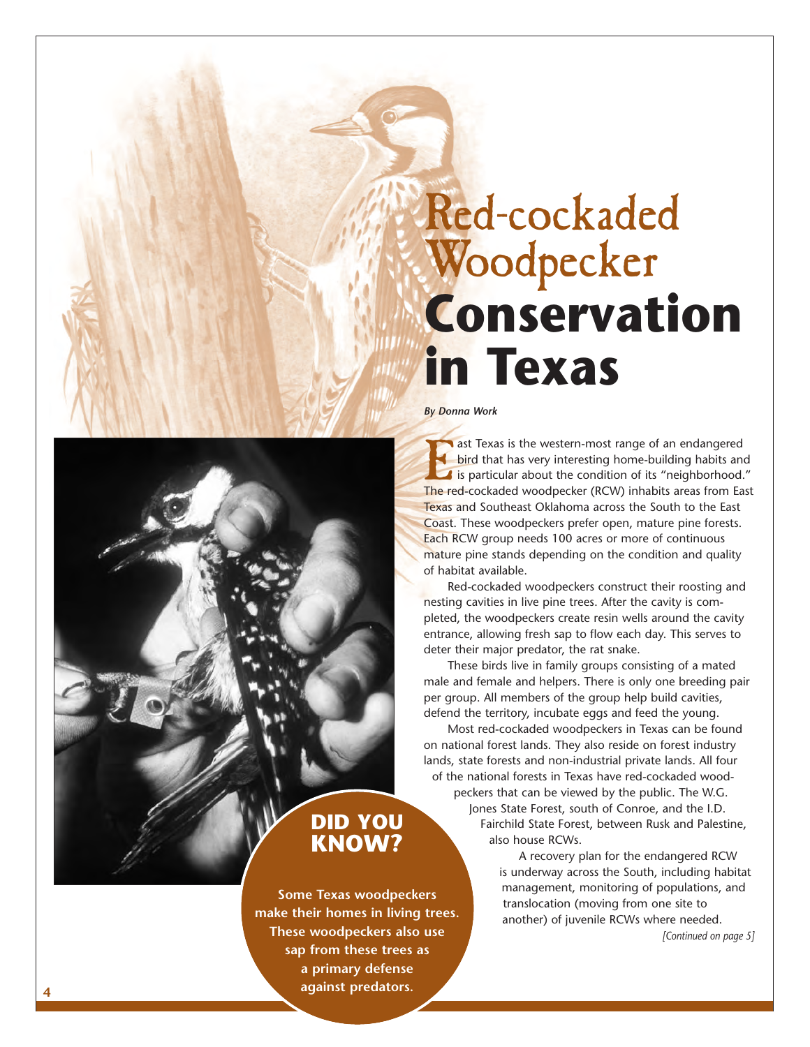# Red-cockaded Woodpecker Conservation in Texas

*By Donna Work*

East Texas is the western-most range of an endangered bird that has very interesting home-building habits and is particular about the condition of its "neighborhood." The red-cockaded woodpecker (RCW) inhabits areas from East Texas and Southeast Oklahoma across the South to the East Coast. These woodpeckers prefer open, mature pine forests. Each RCW group needs 100 acres or more of continuous mature pine stands depending on the condition and quality of habitat available.

Red-cockaded woodpeckers construct their roosting and nesting cavities in live pine trees. After the cavity is completed, the woodpeckers create resin wells around the cavity entrance, allowing fresh sap to flow each day. This serves to deter their major predator, the rat snake.

These birds live in family groups consisting of a mated male and female and helpers. There is only one breeding pair per group. All members of the group help build cavities, defend the territory, incubate eggs and feed the young.

Most red-cockaded woodpeckers in Texas can be found on national forest lands. They also reside on forest industry lands, state forests and non-industrial private lands. All four of the national forests in Texas have red-cockaded woodpeckers that can be viewed by the public. The W.G. Jones State Forest, south of Conroe, and the I.D. Fairchild State Forest, between Rusk and Palestine, also house RCWs.

A recovery plan for the endangered RCW is underway across the South, including habitat management, monitoring of populations, and translocation (moving from one site to another) of juvenile RCWs where needed.

*[Continued on page 5]*

## DID YOU KNOW?

**Some Texas woodpeckers make their homes in living trees. These woodpeckers also use sap from these trees as a primary defense against predators.**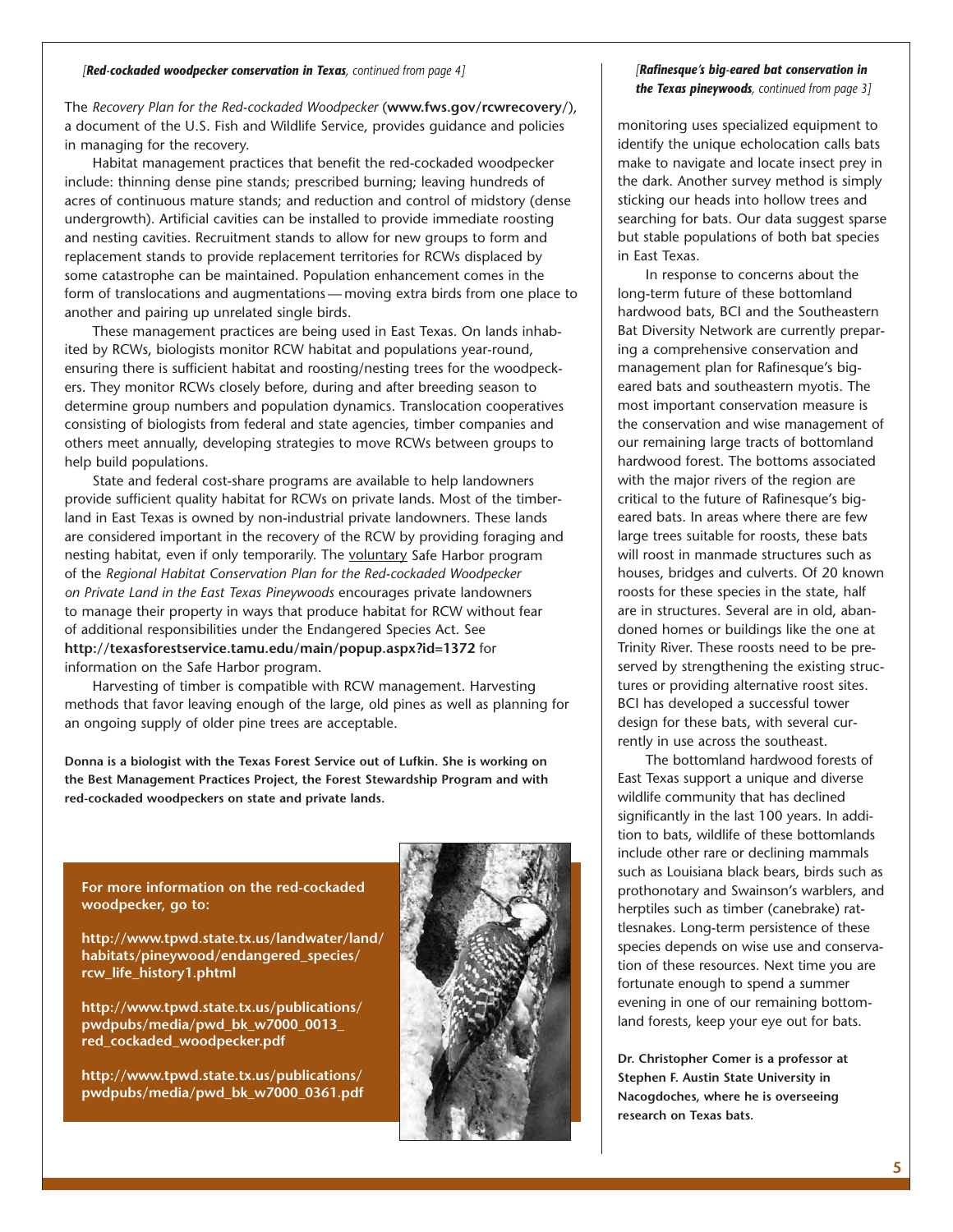*[**Red-cockaded woodpecker conservation in Texas**, continued from page 4]*

The *Recovery Plan for the Red-cockaded Woodpecker* (**www.fws.gov/rcwrecovery/**), a document of the U.S. Fish and Wildlife Service, provides guidance and policies in managing for the recovery.

Habitat management practices that benefit the red-cockaded woodpecker include: thinning dense pine stands; prescribed burning; leaving hundreds of acres of continuous mature stands; and reduction and control of midstory (dense undergrowth). Artificial cavities can be installed to provide immediate roosting and nesting cavities. Recruitment stands to allow for new groups to form and replacement stands to provide replacement territories for RCWs displaced by some catastrophe can be maintained. Population enhancement comes in the form of translocations and augmentations — moving extra birds from one place to another and pairing up unrelated single birds.

These management practices are being used in East Texas. On lands inhabited by RCWs, biologists monitor RCW habitat and populations year-round, ensuring there is sufficient habitat and roosting/nesting trees for the woodpeckers. They monitor RCWs closely before, during and after breeding season to determine group numbers and population dynamics. Translocation cooperatives consisting of biologists from federal and state agencies, timber companies and others meet annually, developing strategies to move RCWs between groups to help build populations.

State and federal cost-share programs are available to help landowners provide sufficient quality habitat for RCWs on private lands. Most of the timberland in East Texas is owned by non-industrial private landowners. These lands are considered important in the recovery of the RCW by providing foraging and nesting habitat, even if only temporarily. The voluntary Safe Harbor program of the *Regional Habitat Conservation Plan for the Red-cockaded Woodpecker on Private Land in the East Texas Pineywoods* encourages private landowners to manage their property in ways that produce habitat for RCW without fear of additional responsibilities under the Endangered Species Act. See **http://texasforestservice.tamu.edu/main/popup.aspx?id=1372** for information on the Safe Harbor program.

Harvesting of timber is compatible with RCW management. Harvesting methods that favor leaving enough of the large, old pines as well as planning for an ongoing supply of older pine trees are acceptable.

**Donna is a biologist with the Texas Forest Service out of Lufkin. She is working on the Best Management Practices Project, the Forest Stewardship Program and with red-cockaded woodpeckers on state and private lands.**

**For more information on the red-cockaded woodpecker, go to:**

**http://www.tpwd.state.tx.us/landwater/land/habitats/pineywood/endangered_species/rcw_life_history1.phtml**

**http://www.tpwd.state.tx.us/publications/pwdpubs/media/pwd_bk_w7000_0013_red_cockaded_woodpecker.pdf**

**http://www.tpwd.state.tx.us/publications/pwdpubs/media/pwd_bk_w7000_0361.pdf**

*[**Rafinesque's big-eared bat conservation in the Texas pineywoods**, continued from page 3]*

monitoring uses specialized equipment to identify the unique echolocation calls bats make to navigate and locate insect prey in the dark. Another survey method is simply sticking our heads into hollow trees and searching for bats. Our data suggest sparse but stable populations of both bat species in East Texas.

In response to concerns about the long-term future of these bottomland hardwood bats, BCI and the Southeastern Bat Diversity Network are currently preparing a comprehensive conservation and management plan for Rafinesque's big-eared bats and southeastern myotis. The most important conservation measure is the conservation and wise management of our remaining large tracts of bottomland hardwood forest. The bottoms associated with the major rivers of the region are critical to the future of Rafinesque's big-eared bats. In areas where there are few large trees suitable for roosts, these bats will roost in manmade structures such as houses, bridges and culverts. Of 20 known roosts for these species in the state, half are in structures. Several are in old, abandoned homes or buildings like the one at Trinity River. These roosts need to be preserved by strengthening the existing structures or providing alternative roost sites. BCI has developed a successful tower design for these bats, with several currently in use across the southeast.

The bottomland hardwood forests of East Texas support a unique and diverse wildlife community that has declined significantly in the last 100 years. In addition to bats, wildlife of these bottomlands include other rare or declining mammals such as Louisiana black bears, birds such as prothonotary and Swainson's warblers, and herptiles such as timber (canebrake) rattlesnakes. Long-term persistence of these species depends on wise use and conservation of these resources. Next time you are fortunate enough to spend a summer evening in one of our remaining bottomland forests, keep your eye out for bats.

**Dr. Christopher Comer is a professor at Stephen F. Austin State University in Nacogdoches, where he is overseeing research on Texas bats.**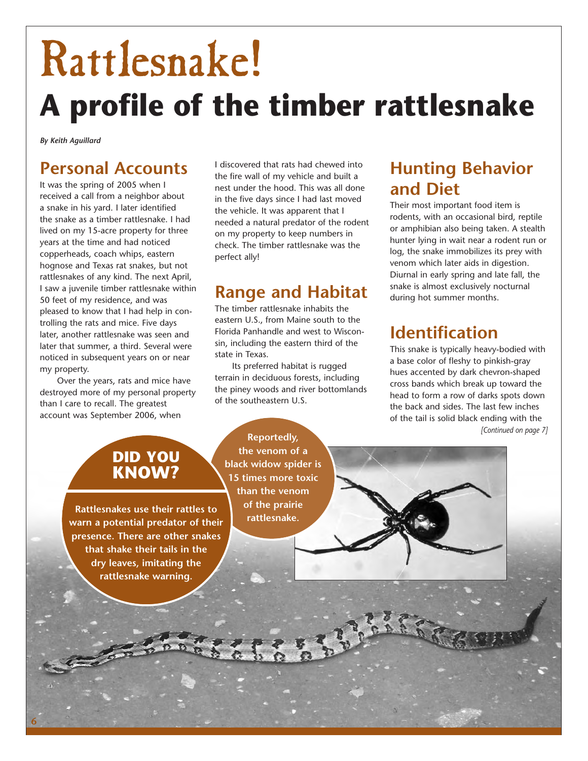# Rattlesnake!

# A profile of the timber rattlesnake

*By Keith Aguillard*

## Personal Accounts

It was the spring of 2005 when I received a call from a neighbor about a snake in his yard. I later identified the snake as a timber rattlesnake. I had lived on my 15-acre property for three years at the time and had noticed copperheads, coach whips, eastern hognose and Texas rat snakes, but not rattlesnakes of any kind. The next April, I saw a juvenile timber rattlesnake within 50 feet of my residence, and was pleased to know that I had help in controlling the rats and mice. Five days later, another rattlesnake was seen and later that summer, a third. Several were noticed in subsequent years on or near my property.

Over the years, rats and mice have destroyed more of my personal property than I care to recall. The greatest account was September 2006, when I discovered that rats had chewed into the fire wall of my vehicle and built a nest under the hood. This was all done in the five days since I had last moved the vehicle. It was apparent that I needed a natural predator of the rodent on my property to keep numbers in check. The timber rattlesnake was the perfect ally!

## Range and Habitat

The timber rattlesnake inhabits the eastern U.S., from Maine south to the Florida Panhandle and west to Wisconsin, including the eastern third of the state in Texas.

Its preferred habitat is rugged terrain in deciduous forests, including the piney woods and river bottomlands of the southeastern U.S.

## Hunting Behavior and Diet

Their most important food item is rodents, with an occasional bird, reptile or amphibian also being taken. A stealth hunter lying in wait near a rodent run or log, the snake immobilizes its prey with venom which later aids in digestion. Diurnal in early spring and late fall, the snake is almost exclusively nocturnal during hot summer months.

## Identification

This snake is typically heavy-bodied with a base color of fleshy to pinkish-gray hues accented by dark chevron-shaped cross bands which break up toward the head to form a row of darks spots down the back and sides. The last few inches of the tail is solid black ending with the

*[Continued on page 7]*

### DID YOU KNOW?

**Rattlesnakes use their rattles to warn a potential predator of their presence. There are other snakes that shake their tails in the dry leaves, imitating the rattlesnake warning.**

**Reportedly, the venom of a black widow spider is 15 times more toxic than the venom of the prairie rattlesnake.**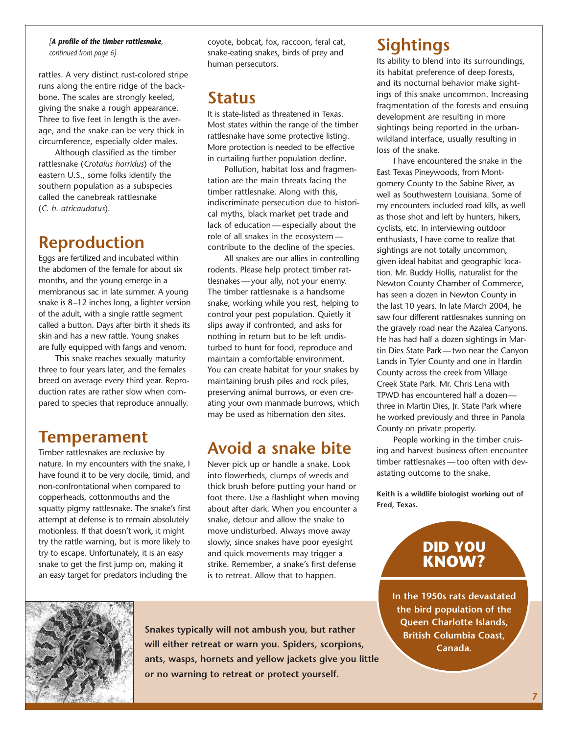*[**A profile of the timber rattlesnake**, continued from page 6]*

rattles. A very distinct rust-colored stripe runs along the entire ridge of the backbone. The scales are strongly keeled, giving the snake a rough appearance. Three to five feet in length is the average, and the snake can be very thick in circumference, especially older males.

Although classified as the timber rattlesnake (*Crotalus horridus*) of the eastern U.S., some folks identify the southern population as a subspecies called the canebreak rattlesnake (*C. h. atricaudatus*).

## Reproduction

Eggs are fertilized and incubated within the abdomen of the female for about six months, and the young emerge in a membranous sac in late summer. A young snake is 8–12 inches long, a lighter version of the adult, with a single rattle segment called a button. Days after birth it sheds its skin and has a new rattle. Young snakes are fully equipped with fangs and venom.

This snake reaches sexually maturity three to four years later, and the females breed on average every third year. Reproduction rates are rather slow when compared to species that reproduce annually.

## Temperament

Timber rattlesnakes are reclusive by nature. In my encounters with the snake, I have found it to be very docile, timid, and non-confrontational when compared to copperheads, cottonmouths and the squatty pigmy rattlesnake. The snake's first attempt at defense is to remain absolutely motionless. If that doesn't work, it might try the rattle warning, but is more likely to try to escape. Unfortunately, it is an easy snake to get the first jump on, making it an easy target for predators including the coyote, bobcat, fox, raccoon, feral cat, snake-eating snakes, birds of prey and human persecutors.

## Status

It is state-listed as threatened in Texas. Most states within the range of the timber rattlesnake have some protective listing. More protection is needed to be effective in curtailing further population decline.

Pollution, habitat loss and fragmentation are the main threats facing the timber rattlesnake. Along with this, indiscriminate persecution due to historical myths, black market pet trade and lack of education — especially about the role of all snakes in the ecosystem — contribute to the decline of the species.

All snakes are our allies in controlling rodents. Please help protect timber rattlesnakes — your ally, not your enemy. The timber rattlesnake is a handsome snake, working while you rest, helping to control your pest population. Quietly it slips away if confronted, and asks for nothing in return but to be left undisturbed to hunt for food, reproduce and maintain a comfortable environment. You can create habitat for your snakes by maintaining brush piles and rock piles, preserving animal burrows, or even creating your own manmade burrows, which may be used as hibernation den sites.

## Avoid a snake bite

Never pick up or handle a snake. Look into flowerbeds, clumps of weeds and thick brush before putting your hand or foot there. Use a flashlight when moving about after dark. When you encounter a snake, detour and allow the snake to move undisturbed. Always move away slowly, since snakes have poor eyesight and quick movements may trigger a strike. Remember, a snake's first defense is to retreat. Allow that to happen.

## Sightings

Its ability to blend into its surroundings, its habitat preference of deep forests, and its nocturnal behavior make sightings of this snake uncommon. Increasing fragmentation of the forests and ensuing development are resulting in more sightings being reported in the urban-wildland interface, usually resulting in loss of the snake.

I have encountered the snake in the East Texas Pineywoods, from Montgomery County to the Sabine River, as well as Southwestern Louisiana. Some of my encounters included road kills, as well as those shot and left by hunters, hikers, cyclists, etc. In interviewing outdoor enthusiasts, I have come to realize that sightings are not totally uncommon, given ideal habitat and geographic location. Mr. Buddy Hollis, naturalist for the Newton County Chamber of Commerce, has seen a dozen in Newton County in the last 10 years. In late March 2004, he saw four different rattlesnakes sunning on the gravely road near the Azalea Canyons. He has had half a dozen sightings in Martin Dies State Park — two near the Canyon Lands in Tyler County and one in Hardin County across the creek from Village Creek State Park. Mr. Chris Lena with TPWD has encountered half a dozen — three in Martin Dies, Jr. State Park where he worked previously and three in Panola County on private property.

People working in the timber cruising and harvest business often encounter timber rattlesnakes — too often with devastating outcome to the snake.

**Keith is a wildlife biologist working out of Fred, Texas.**

### DID YOU KNOW?

**In the 1950s rats devastated the bird population of the Queen Charlotte Islands, British Columbia Coast, Canada.**

**Snakes typically will not ambush you, but rather will either retreat or warn you. Spiders, scorpions, ants, wasps, hornets and yellow jackets give you little or no warning to retreat or protect yourself.**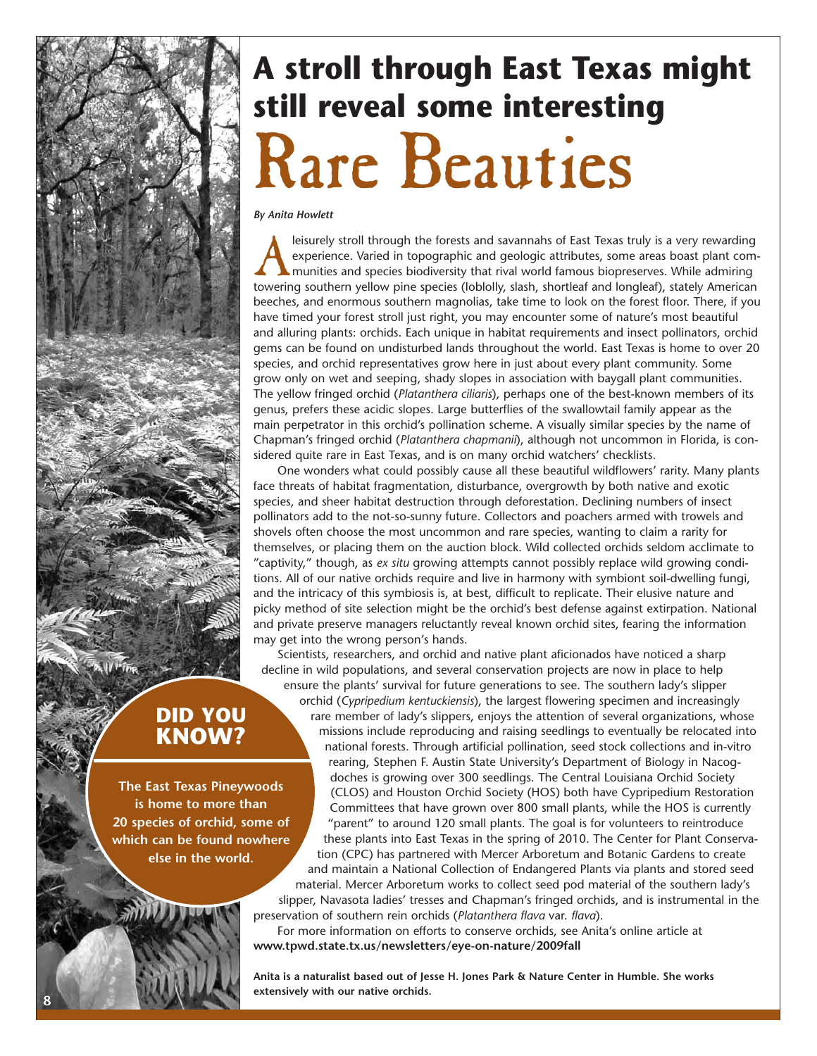# A stroll through East Texas might still reveal some interesting Rare Beauties

*By Anita Howlett*

A leisurely stroll through the forests and savannahs of East Texas truly is a very rewarding experience. Varied in topographic and geologic attributes, some areas boast plant communities and species biodiversity that rival world famous biopreserves. While admiring towering southern yellow pine species (loblolly, slash, shortleaf and longleaf), stately American beeches, and enormous southern magnolias, take time to look on the forest floor. There, if you have timed your forest stroll just right, you may encounter some of nature's most beautiful and alluring plants: orchids. Each unique in habitat requirements and insect pollinators, orchid gems can be found on undisturbed lands throughout the world. East Texas is home to over 20 species, and orchid representatives grow here in just about every plant community. Some grow only on wet and seeping, shady slopes in association with baygall plant communities. The yellow fringed orchid (*Platanthera ciliaris*), perhaps one of the best-known members of its genus, prefers these acidic slopes. Large butterflies of the swallowtail family appear as the main perpetrator in this orchid's pollination scheme. A visually similar species by the name of Chapman's fringed orchid (*Platanthera chapmanii*), although not uncommon in Florida, is considered quite rare in East Texas, and is on many orchid watchers' checklists.

One wonders what could possibly cause all these beautiful wildflowers' rarity. Many plants face threats of habitat fragmentation, disturbance, overgrowth by both native and exotic species, and sheer habitat destruction through deforestation. Declining numbers of insect pollinators add to the not-so-sunny future. Collectors and poachers armed with trowels and shovels often choose the most uncommon and rare species, wanting to claim a rarity for themselves, or placing them on the auction block. Wild collected orchids seldom acclimate to "captivity," though, as *ex situ* growing attempts cannot possibly replace wild growing conditions. All of our native orchids require and live in harmony with symbiont soil-dwelling fungi, and the intricacy of this symbiosis is, at best, difficult to replicate. Their elusive nature and picky method of site selection might be the orchid's best defense against extirpation. National and private preserve managers reluctantly reveal known orchid sites, fearing the information may get into the wrong person's hands.

Scientists, researchers, and orchid and native plant aficionados have noticed a sharp decline in wild populations, and several conservation projects are now in place to help ensure the plants' survival for future generations to see. The southern lady's slipper orchid (*Cypripedium kentuckiensis*), the largest flowering specimen and increasingly rare member of lady's slippers, enjoys the attention of several organizations, whose missions include reproducing and raising seedlings to eventually be relocated into national forests. Through artificial pollination, seed stock collections and in-vitro rearing, Stephen F. Austin State University's Department of Biology in Nacogdoches is growing over 300 seedlings. The Central Louisiana Orchid Society (CLOS) and Houston Orchid Society (HOS) both have Cypripedium Restoration Committees that have grown over 800 small plants, while the HOS is currently "parent" to around 120 small plants. The goal is for volunteers to reintroduce these plants into East Texas in the spring of 2010. The Center for Plant Conservation (CPC) has partnered with Mercer Arboretum and Botanic Gardens to create and maintain a National Collection of Endangered Plants via plants and stored seed material. Mercer Arboretum works to collect seed pod material of the southern lady's slipper, Navasota ladies' tresses and Chapman's fringed orchids, and is instrumental in the preservation of southern rein orchids (*Platanthera flava* var. *flava*).

For more information on efforts to conserve orchids, see Anita's online article at **www.tpwd.state.tx.us/newsletters/eye-on-nature/2009fall**

**Anita is a naturalist based out of Jesse H. Jones Park & Nature Center in Humble. She works extensively with our native orchids.**

## DID YOU KNOW?

**The East Texas Pineywoods is home to more than 20 species of orchid, some of which can be found nowhere else in the world.**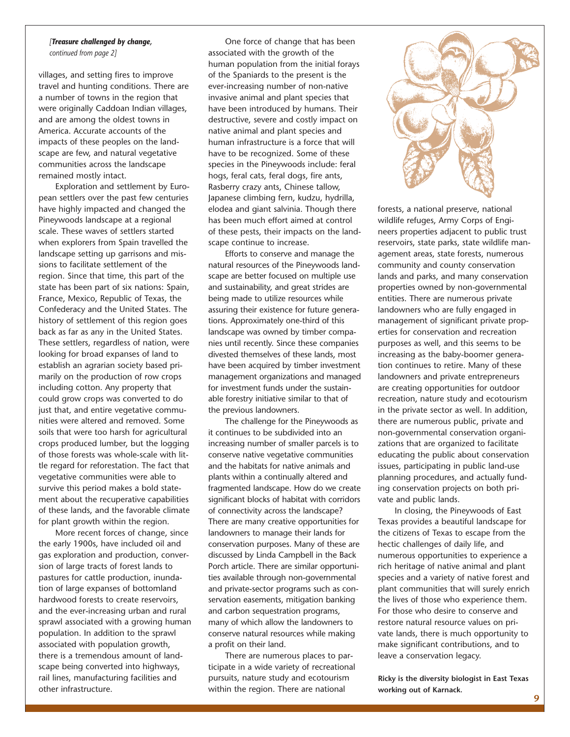*[**Treasure challenged by change,** continued from page 2]*

villages, and setting fires to improve travel and hunting conditions. There are a number of towns in the region that were originally Caddoan Indian villages, and are among the oldest towns in America. Accurate accounts of the impacts of these peoples on the landscape are few, and natural vegetative communities across the landscape remained mostly intact.

Exploration and settlement by European settlers over the past few centuries have highly impacted and changed the Pineywoods landscape at a regional scale. These waves of settlers started when explorers from Spain travelled the landscape setting up garrisons and missions to facilitate settlement of the region. Since that time, this part of the state has been part of six nations: Spain, France, Mexico, Republic of Texas, the Confederacy and the United States. The history of settlement of this region goes back as far as any in the United States. These settlers, regardless of nation, were looking for broad expanses of land to establish an agrarian society based primarily on the production of row crops including cotton. Any property that could grow crops was converted to do just that, and entire vegetative communities were altered and removed. Some soils that were too harsh for agricultural crops produced lumber, but the logging of those forests was whole-scale with little regard for reforestation. The fact that vegetative communities were able to survive this period makes a bold statement about the recuperative capabilities of these lands, and the favorable climate for plant growth within the region.

More recent forces of change, since the early 1900s, have included oil and gas exploration and production, conversion of large tracts of forest lands to pastures for cattle production, inundation of large expanses of bottomland hardwood forests to create reservoirs, and the ever-increasing urban and rural sprawl associated with a growing human population. In addition to the sprawl associated with population growth, there is a tremendous amount of landscape being converted into highways, rail lines, manufacturing facilities and other infrastructure.

One force of change that has been associated with the growth of the human population from the initial forays of the Spaniards to the present is the ever-increasing number of non-native invasive animal and plant species that have been introduced by humans. Their destructive, severe and costly impact on native animal and plant species and human infrastructure is a force that will have to be recognized. Some of these species in the Pineywoods include: feral hogs, feral cats, feral dogs, fire ants, Rasberry crazy ants, Chinese tallow, Japanese climbing fern, kudzu, hydrilla, elodea and giant salvinia. Though there has been much effort aimed at control of these pests, their impacts on the landscape continue to increase.

Efforts to conserve and manage the natural resources of the Pineywoods landscape are better focused on multiple use and sustainability, and great strides are being made to utilize resources while assuring their existence for future generations. Approximately one-third of this landscape was owned by timber companies until recently. Since these companies divested themselves of these lands, most have been acquired by timber investment management organizations and managed for investment funds under the sustainable forestry initiative similar to that of the previous landowners.

The challenge for the Pineywoods as it continues to be subdivided into an increasing number of smaller parcels is to conserve native vegetative communities and the habitats for native animals and plants within a continually altered and fragmented landscape. How do we create significant blocks of habitat with corridors of connectivity across the landscape? There are many creative opportunities for landowners to manage their lands for conservation purposes. Many of these are discussed by Linda Campbell in the Back Porch article. There are similar opportunities available through non-governmental and private-sector programs such as conservation easements, mitigation banking and carbon sequestration programs, many of which allow the landowners to conserve natural resources while making a profit on their land.

There are numerous places to participate in a wide variety of recreational pursuits, nature study and ecotourism within the region. There are national forests, a national preserve, national wildlife refuges, Army Corps of Engineers properties adjacent to public trust reservoirs, state parks, state wildlife management areas, state forests, numerous community and county conservation lands and parks, and many conservation properties owned by non-governmental entities. There are numerous private landowners who are fully engaged in management of significant private properties for conservation and recreation purposes as well, and this seems to be increasing as the baby-boomer generation continues to retire. Many of these landowners and private entrepreneurs are creating opportunities for outdoor recreation, nature study and ecotourism in the private sector as well. In addition, there are numerous public, private and non-governmental conservation organizations that are organized to facilitate educating the public about conservation issues, participating in public land-use planning procedures, and actually funding conservation projects on both private and public lands.

In closing, the Pineywoods of East Texas provides a beautiful landscape for the citizens of Texas to escape from the hectic challenges of daily life, and numerous opportunities to experience a rich heritage of native animal and plant species and a variety of native forest and plant communities that will surely enrich the lives of those who experience them. For those who desire to conserve and restore natural resource values on private lands, there is much opportunity to make significant contributions, and to leave a conservation legacy.

**Ricky is the diversity biologist in East Texas working out of Karnack.**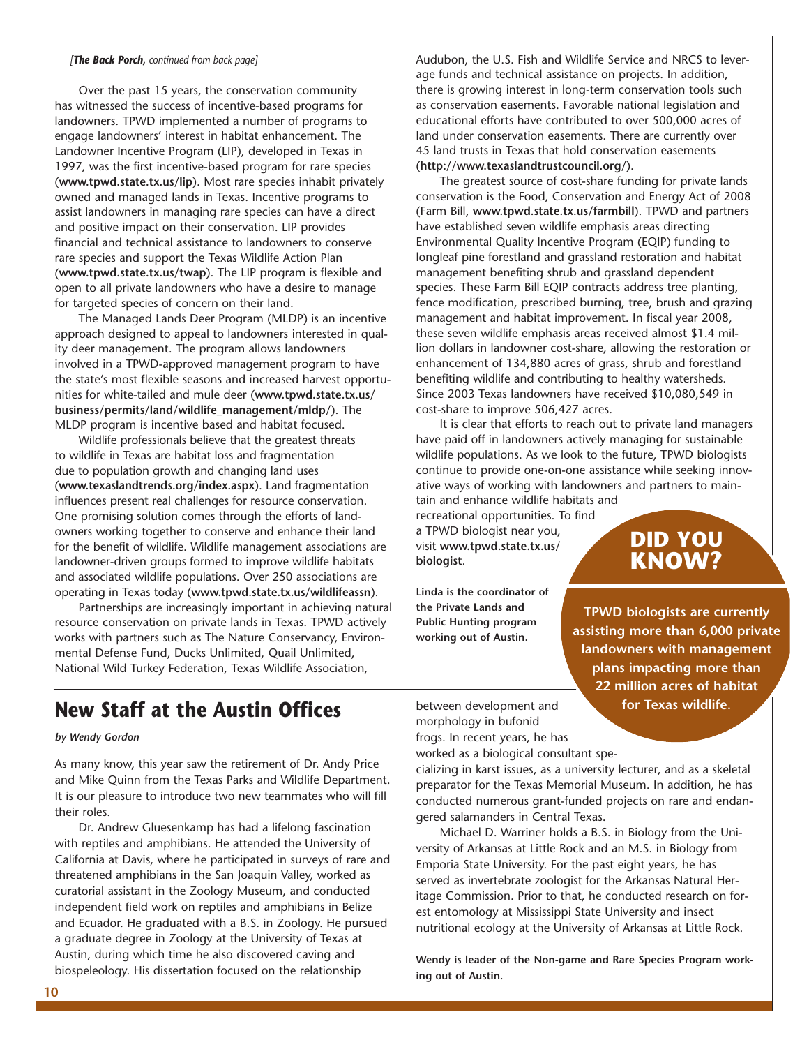*[**The Back Porch**, continued from back page]*

Over the past 15 years, the conservation community has witnessed the success of incentive-based programs for landowners. TPWD implemented a number of programs to engage landowners' interest in habitat enhancement. The Landowner Incentive Program (LIP), developed in Texas in 1997, was the first incentive-based program for rare species (**www.tpwd.state.tx.us/lip**). Most rare species inhabit privately owned and managed lands in Texas. Incentive programs to assist landowners in managing rare species can have a direct and positive impact on their conservation. LIP provides financial and technical assistance to landowners to conserve rare species and support the Texas Wildlife Action Plan (**www.tpwd.state.tx.us/twap**). The LIP program is flexible and open to all private landowners who have a desire to manage for targeted species of concern on their land.

The Managed Lands Deer Program (MLDP) is an incentive approach designed to appeal to landowners interested in quality deer management. The program allows landowners involved in a TPWD-approved management program to have the state's most flexible seasons and increased harvest opportunities for white-tailed and mule deer (**www.tpwd.state.tx.us/business/permits/land/wildlife_management/mldp/**). The MLDP program is incentive based and habitat focused.

Wildlife professionals believe that the greatest threats to wildlife in Texas are habitat loss and fragmentation due to population growth and changing land uses (**www.texaslandtrends.org/index.aspx**). Land fragmentation influences present real challenges for resource conservation. One promising solution comes through the efforts of landowners working together to conserve and enhance their land for the benefit of wildlife. Wildlife management associations are landowner-driven groups formed to improve wildlife habitats and associated wildlife populations. Over 250 associations are operating in Texas today (**www.tpwd.state.tx.us/wildlifeassn**).

Partnerships are increasingly important in achieving natural resource conservation on private lands in Texas. TPWD actively works with partners such as The Nature Conservancy, Environmental Defense Fund, Ducks Unlimited, Quail Unlimited, National Wild Turkey Federation, Texas Wildlife Association, Audubon, the U.S. Fish and Wildlife Service and NRCS to leverage funds and technical assistance on projects. In addition, there is growing interest in long-term conservation tools such as conservation easements. Favorable national legislation and educational efforts have contributed to over 500,000 acres of land under conservation easements. There are currently over 45 land trusts in Texas that hold conservation easements (**http://www.texaslandtrustcouncil.org/**).

The greatest source of cost-share funding for private lands conservation is the Food, Conservation and Energy Act of 2008 (Farm Bill, **www.tpwd.state.tx.us/farmbill**). TPWD and partners have established seven wildlife emphasis areas directing Environmental Quality Incentive Program (EQIP) funding to longleaf pine forestland and grassland restoration and habitat management benefiting shrub and grassland dependent species. These Farm Bill EQIP contracts address tree planting, fence modification, prescribed burning, tree, brush and grazing management and habitat improvement. In fiscal year 2008, these seven wildlife emphasis areas received almost $1.4 million dollars in landowner cost-share, allowing the restoration or enhancement of 134,880 acres of grass, shrub and forestland benefiting wildlife and contributing to healthy watersheds. Since 2003 Texas landowners have received $10,080,549 in cost-share to improve 506,427 acres.

It is clear that efforts to reach out to private land managers have paid off in landowners actively managing for sustainable wildlife populations. As we look to the future, TPWD biologists continue to provide one-on-one assistance while seeking innovative ways of working with landowners and partners to maintain and enhance wildlife habitats and recreational opportunities. To find a TPWD biologist near you, visit **www.tpwd.state.tx.us/biologist**.

**Linda is the coordinator of the Private Lands and Public Hunting program working out of Austin.**

**DID YOU KNOW?**

**TPWD biologists are currently assisting more than 6,000 private landowners with management plans impacting more than 22 million acres of habitat for Texas wildlife.**

## New Staff at the Austin Offices

***by Wendy Gordon***

As many know, this year saw the retirement of Dr. Andy Price and Mike Quinn from the Texas Parks and Wildlife Department. It is our pleasure to introduce two new teammates who will fill their roles.

Dr. Andrew Gluesenkamp has had a lifelong fascination with reptiles and amphibians. He attended the University of California at Davis, where he participated in surveys of rare and threatened amphibians in the San Joaquin Valley, worked as curatorial assistant in the Zoology Museum, and conducted independent field work on reptiles and amphibians in Belize and Ecuador. He graduated with a B.S. in Zoology. He pursued a graduate degree in Zoology at the University of Texas at Austin, during which time he also discovered caving and biospeleology. His dissertation focused on the relationship between development and morphology in bufonid frogs. In recent years, he has worked as a biological consultant specializing in karst issues, as a university lecturer, and as a skeletal preparator for the Texas Memorial Museum. In addition, he has conducted numerous grant-funded projects on rare and endangered salamanders in Central Texas.

Michael D. Warriner holds a B.S. in Biology from the University of Arkansas at Little Rock and an M.S. in Biology from Emporia State University. For the past eight years, he has served as invertebrate zoologist for the Arkansas Natural Heritage Commission. Prior to that, he conducted research on forest entomology at Mississippi State University and insect nutritional ecology at the University of Arkansas at Little Rock.

**Wendy is leader of the Non-game and Rare Species Program working out of Austin.**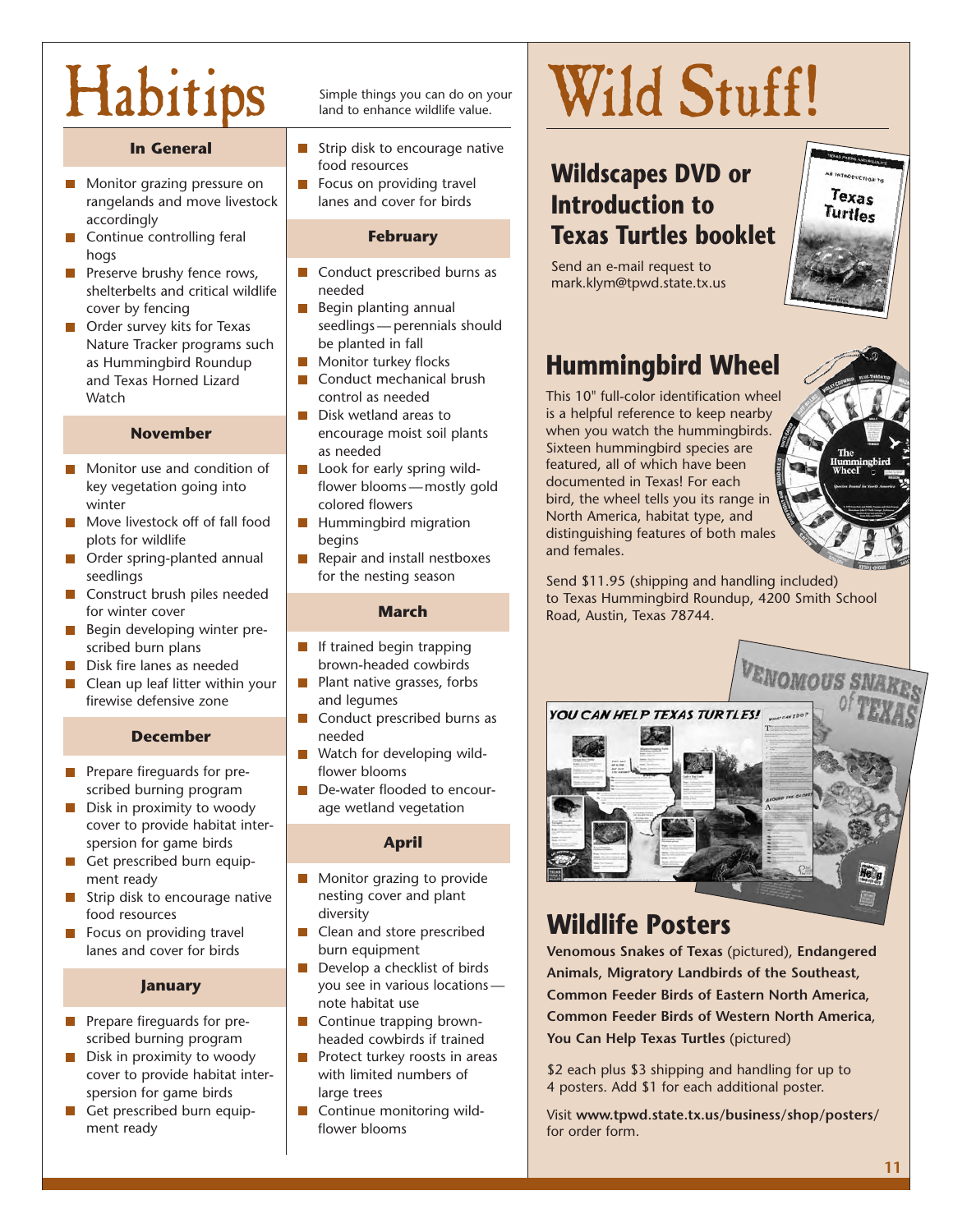# Habitips

Simple things you can do on your land to enhance wildlife value.

### In General

- Monitor grazing pressure on rangelands and move livestock accordingly
- Continue controlling feral hogs
- Preserve brushy fence rows, shelterbelts and critical wildlife cover by fencing
- Order survey kits for Texas Nature Tracker programs such as Hummingbird Roundup and Texas Horned Lizard Watch

### November

- Monitor use and condition of key vegetation going into winter
- Move livestock off of fall food plots for wildlife
- Order spring-planted annual seedlings
- Construct brush piles needed for winter cover
- Begin developing winter prescribed burn plans
- Disk fire lanes as needed
- Clean up leaf litter within your firewise defensive zone

### December

- Prepare fireguards for prescribed burning program
- Disk in proximity to woody cover to provide habitat interspersion for game birds
- Get prescribed burn equipment ready
- Strip disk to encourage native food resources
- Focus on providing travel lanes and cover for birds

### January

- Prepare fireguards for prescribed burning program
- Disk in proximity to woody cover to provide habitat interspersion for game birds
- Get prescribed burn equipment ready
- Strip disk to encourage native food resources
- Focus on providing travel lanes and cover for birds

### February

- Conduct prescribed burns as needed
- Begin planting annual seedlings — perennials should be planted in fall
- Monitor turkey flocks
- Conduct mechanical brush control as needed
- Disk wetland areas to encourage moist soil plants as needed
- Look for early spring wildflower blooms — mostly gold colored flowers
- Hummingbird migration begins
- Repair and install nestboxes for the nesting season

### March

- If trained begin trapping brown-headed cowbirds
- Plant native grasses, forbs and legumes
- Conduct prescribed burns as needed
- Watch for developing wildflower blooms
- De-water flooded to encourage wetland vegetation

### April

- Monitor grazing to provide nesting cover and plant diversity
- Clean and store prescribed burn equipment
- Develop a checklist of birds you see in various locations — note habitat use
- Continue trapping brown-headed cowbirds if trained
- Protect turkey roosts in areas with limited numbers of large trees
- Continue monitoring wildflower blooms

# Wild Stuff!

## Wildscapes DVD or Introduction to Texas Turtles booklet

Send an e-mail request to mark.klym@tpwd.state.tx.us

## Hummingbird Wheel

This 10" full-color identification wheel is a helpful reference to keep nearby when you watch the hummingbirds. Sixteen hummingbird species are featured, all of which have been documented in Texas! For each bird, the wheel tells you its range in North America, habitat type, and distinguishing features of both males and females.

Send $11.95 (shipping and handling included) to Texas Hummingbird Roundup, 4200 Smith School Road, Austin, Texas 78744.

## Wildlife Posters

**Venomous Snakes of Texas** (pictured), **Endangered Animals, Migratory Landbirds of the Southeast, Common Feeder Birds of Eastern North America, Common Feeder Birds of Western North America, You Can Help Texas Turtles** (pictured)

$2 each plus $3 shipping and handling for up to 4 posters. Add $1 for each additional poster.

Visit **www.tpwd.state.tx.us/business/shop/posters/** for order form.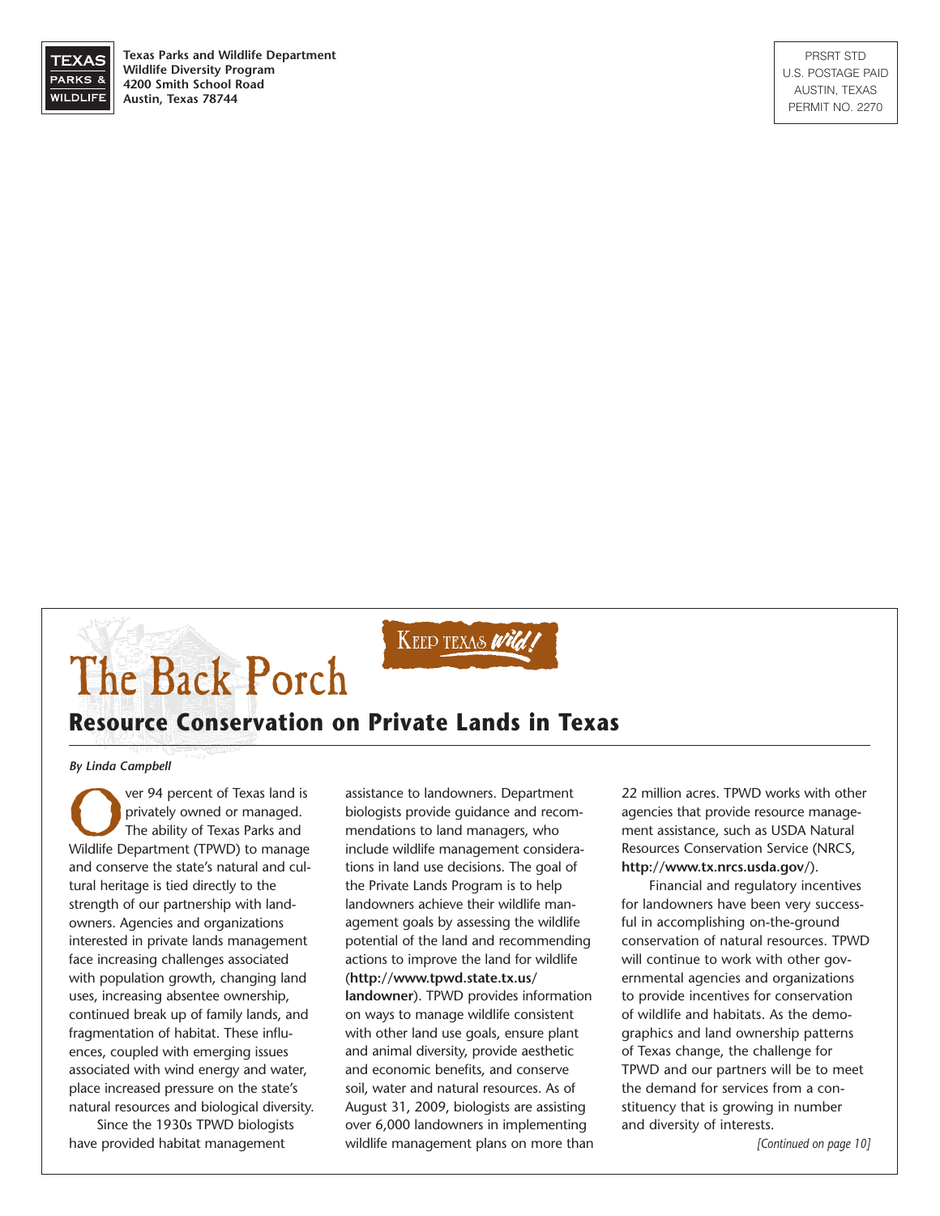**Texas Parks and Wildlife Department**
**Wildlife Diversity Program**
**4200 Smith School Road**
**Austin, Texas 78744**

PRSRT STD
U.S. POSTAGE PAID
AUSTIN, TEXAS
PERMIT NO. 2270

# The Back Porch

KEEP TEXAS WILD!

## Resource Conservation on Private Lands in Texas

***By Linda Campbell***

Over 94 percent of Texas land is privately owned or managed. The ability of Texas Parks and Wildlife Department (TPWD) to manage and conserve the state's natural and cultural heritage is tied directly to the strength of our partnership with landowners. Agencies and organizations interested in private lands management face increasing challenges associated with population growth, changing land uses, increasing absentee ownership, continued break up of family lands, and fragmentation of habitat. These influences, coupled with emerging issues associated with wind energy and water, place increased pressure on the state's natural resources and biological diversity.

Since the 1930s TPWD biologists have provided habitat management assistance to landowners. Department biologists provide guidance and recommendations to land managers, who include wildlife management considerations in land use decisions. The goal of the Private Lands Program is to help landowners achieve their wildlife management goals by assessing the wildlife potential of the land and recommending actions to improve the land for wildlife (**http://www.tpwd.state.tx.us/landowner**). TPWD provides information on ways to manage wildlife consistent with other land use goals, ensure plant and animal diversity, provide aesthetic and economic benefits, and conserve soil, water and natural resources. As of August 31, 2009, biologists are assisting over 6,000 landowners in implementing wildlife management plans on more than 22 million acres. TPWD works with other agencies that provide resource management assistance, such as USDA Natural Resources Conservation Service (NRCS, **http://www.tx.nrcs.usda.gov/**).

Financial and regulatory incentives for landowners have been very successful in accomplishing on-the-ground conservation of natural resources. TPWD will continue to work with other governmental agencies and organizations to provide incentives for conservation of wildlife and habitats. As the demographics and land ownership patterns of Texas change, the challenge for TPWD and our partners will be to meet the demand for services from a constituency that is growing in number and diversity of interests.

*[Continued on page 10]*